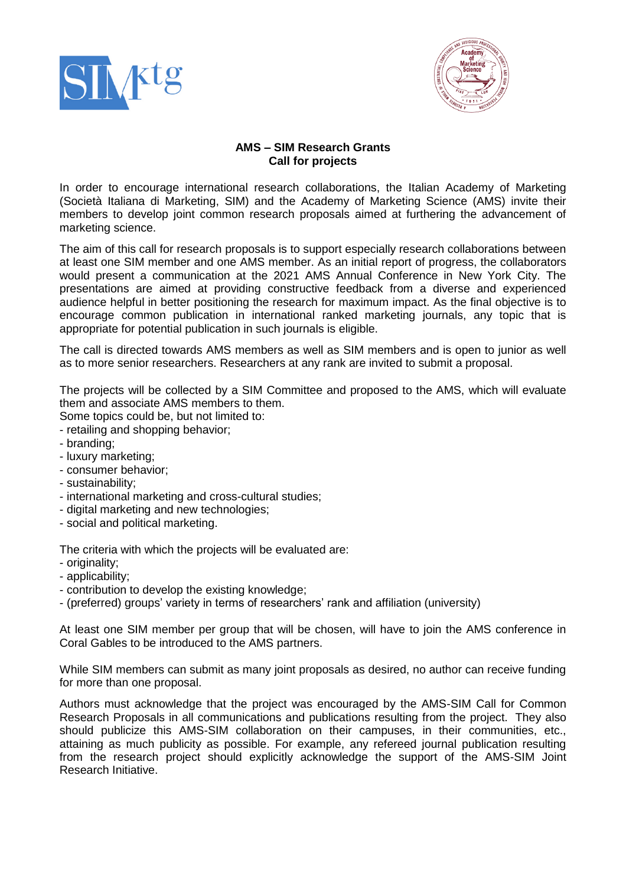**AMS – SIM Research Grants**
**Call for projects**

In order to encourage international research collaborations, the Italian Academy of Marketing (Società Italiana di Marketing, SIM) and the Academy of Marketing Science (AMS) invite their members to develop joint common research proposals aimed at furthering the advancement of marketing science.

The aim of this call for research proposals is to support especially research collaborations between at least one SIM member and one AMS member. As an initial report of progress, the collaborators would present a communication at the 2021 AMS Annual Conference in New York City. The presentations are aimed at providing constructive feedback from a diverse and experienced audience helpful in better positioning the research for maximum impact. As the final objective is to encourage common publication in international ranked marketing journals, any topic that is appropriate for potential publication in such journals is eligible.

The call is directed towards AMS members as well as SIM members and is open to junior as well as to more senior researchers. Researchers at any rank are invited to submit a proposal.

The projects will be collected by a SIM Committee and proposed to the AMS, which will evaluate them and associate AMS members to them.
Some topics could be, but not limited to:
- retailing and shopping behavior;
- branding;
- luxury marketing;
- consumer behavior;
- sustainability;
- international marketing and cross-cultural studies;
- digital marketing and new technologies;
- social and political marketing.

The criteria with which the projects will be evaluated are:
- originality;
- applicability;
- contribution to develop the existing knowledge;
- (preferred) groups' variety in terms of researchers' rank and affiliation (university)

At least one SIM member per group that will be chosen, will have to join the AMS conference in Coral Gables to be introduced to the AMS partners.

While SIM members can submit as many joint proposals as desired, no author can receive funding for more than one proposal.

Authors must acknowledge that the project was encouraged by the AMS-SIM Call for Common Research Proposals in all communications and publications resulting from the project. They also should publicize this AMS-SIM collaboration on their campuses, in their communities, etc., attaining as much publicity as possible. For example, any refereed journal publication resulting from the research project should explicitly acknowledge the support of the AMS-SIM Joint Research Initiative.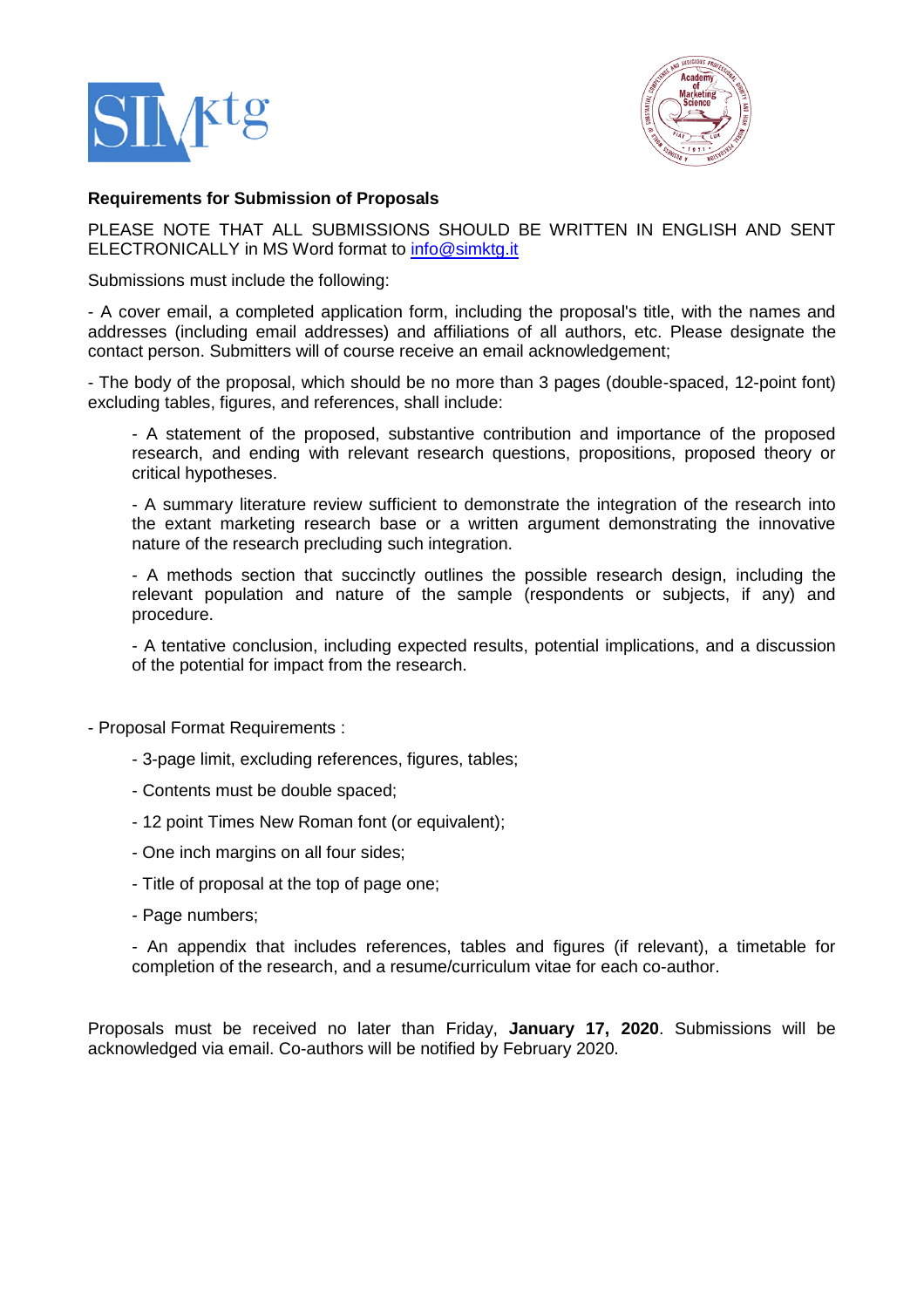**Requirements for Submission of Proposals**

PLEASE NOTE THAT ALL SUBMISSIONS SHOULD BE WRITTEN IN ENGLISH AND SENT ELECTRONICALLY in MS Word format to info@simktg.it

Submissions must include the following:

- A cover email, a completed application form, including the proposal's title, with the names and addresses (including email addresses) and affiliations of all authors, etc. Please designate the contact person. Submitters will of course receive an email acknowledgement;

- The body of the proposal, which should be no more than 3 pages (double-spaced, 12-point font) excluding tables, figures, and references, shall include:

    - A statement of the proposed, substantive contribution and importance of the proposed research, and ending with relevant research questions, propositions, proposed theory or critical hypotheses.

    - A summary literature review sufficient to demonstrate the integration of the research into the extant marketing research base or a written argument demonstrating the innovative nature of the research precluding such integration.

    - A methods section that succinctly outlines the possible research design, including the relevant population and nature of the sample (respondents or subjects, if any) and procedure.

    - A tentative conclusion, including expected results, potential implications, and a discussion of the potential for impact from the research.

- Proposal Format Requirements :

    - 3-page limit, excluding references, figures, tables;

    - Contents must be double spaced;

    - 12 point Times New Roman font (or equivalent);

    - One inch margins on all four sides;

    - Title of proposal at the top of page one;

    - Page numbers;

    - An appendix that includes references, tables and figures (if relevant), a timetable for completion of the research, and a resume/curriculum vitae for each co-author.

Proposals must be received no later than Friday, **January 17, 2020**. Submissions will be acknowledged via email. Co-authors will be notified by February 2020.